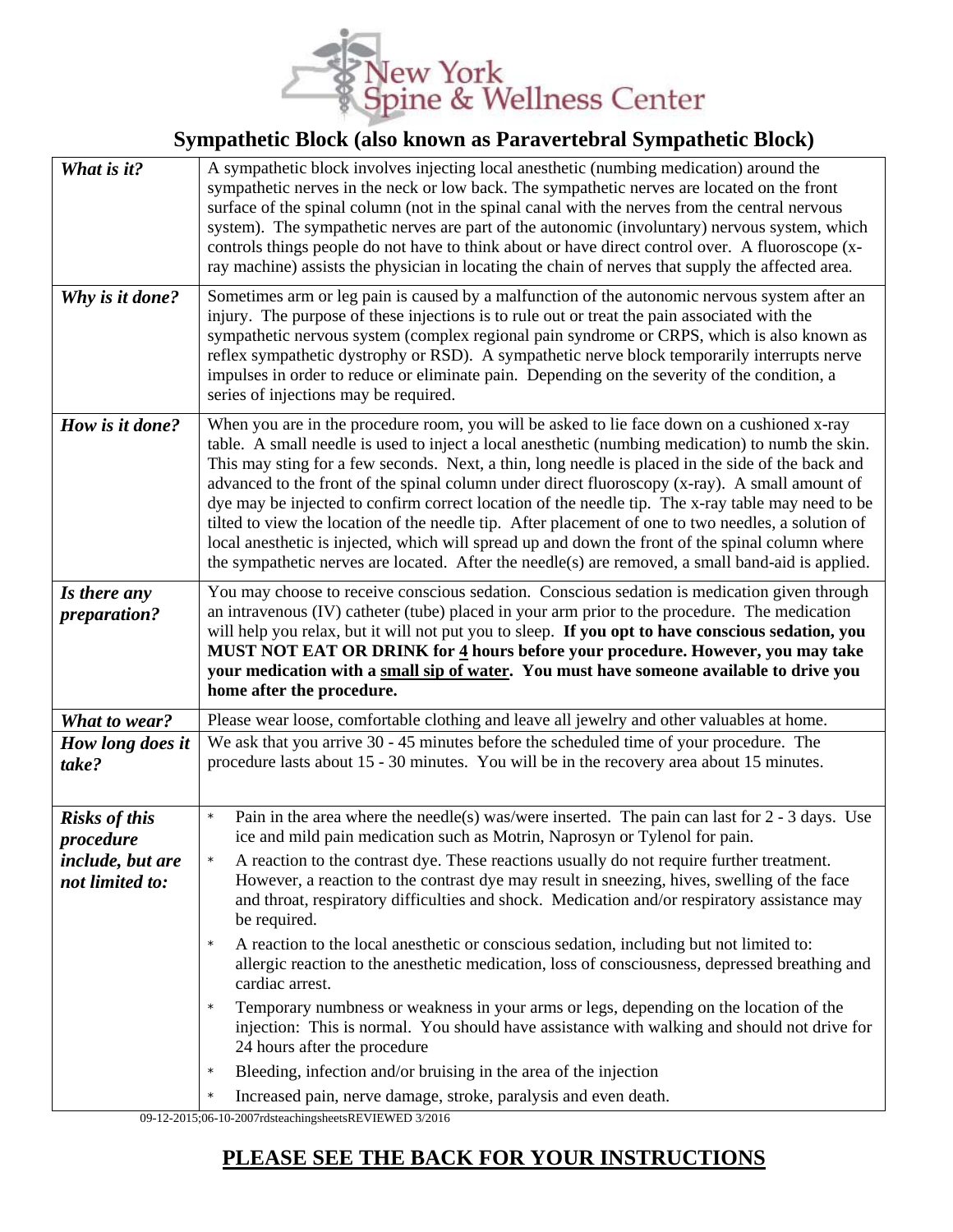# New York Spine & Wellness Center

## Sympathetic Block (also known as Paravertebral Sympathetic Block)

| | |
|---|---|
| ***What is it?*** | A sympathetic block involves injecting local anesthetic (numbing medication) around the sympathetic nerves in the neck or low back. The sympathetic nerves are located on the front surface of the spinal column (not in the spinal canal with the nerves from the central nervous system). The sympathetic nerves are part of the autonomic (involuntary) nervous system, which controls things people do not have to think about or have direct control over. A fluoroscope (x-ray machine) assists the physician in locating the chain of nerves that supply the affected area. |
| ***Why is it done?*** | Sometimes arm or leg pain is caused by a malfunction of the autonomic nervous system after an injury. The purpose of these injections is to rule out or treat the pain associated with the sympathetic nervous system (complex regional pain syndrome or CRPS, which is also known as reflex sympathetic dystrophy or RSD). A sympathetic nerve block temporarily interrupts nerve impulses in order to reduce or eliminate pain. Depending on the severity of the condition, a series of injections may be required. |
| ***How is it done?*** | When you are in the procedure room, you will be asked to lie face down on a cushioned x-ray table. A small needle is used to inject a local anesthetic (numbing medication) to numb the skin. This may sting for a few seconds. Next, a thin, long needle is placed in the side of the back and advanced to the front of the spinal column under direct fluoroscopy (x-ray). A small amount of dye may be injected to confirm correct location of the needle tip. The x-ray table may need to be tilted to view the location of the needle tip. After placement of one to two needles, a solution of local anesthetic is injected, which will spread up and down the front of the spinal column where the sympathetic nerves are located. After the needle(s) are removed, a small band-aid is applied. |
| ***Is there any preparation?*** | You may choose to receive conscious sedation. Conscious sedation is medication given through an intravenous (IV) catheter (tube) placed in your arm prior to the procedure. The medication will help you relax, but it will not put you to sleep. **If you opt to have conscious sedation, you MUST NOT EAT OR DRINK for <u>4</u> hours before your procedure. However, you may take your medication with a <u>small sip of water</u>. You must have someone available to drive you home after the procedure.** |
| ***What to wear?*** | Please wear loose, comfortable clothing and leave all jewelry and other valuables at home. |
| ***How long does it take?*** | We ask that you arrive 30 - 45 minutes before the scheduled time of your procedure. The procedure lasts about 15 - 30 minutes. You will be in the recovery area about 15 minutes. |
| ***Risks of this procedure include, but are not limited to:*** | * Pain in the area where the needle(s) was/were inserted. The pain can last for 2 - 3 days. Use ice and mild pain medication such as Motrin, Naprosyn or Tylenol for pain.<br>* A reaction to the contrast dye. These reactions usually do not require further treatment. However, a reaction to the contrast dye may result in sneezing, hives, swelling of the face and throat, respiratory difficulties and shock. Medication and/or respiratory assistance may be required.<br>* A reaction to the local anesthetic or conscious sedation, including but not limited to: allergic reaction to the anesthetic medication, loss of consciousness, depressed breathing and cardiac arrest.<br>* Temporary numbness or weakness in your arms or legs, depending on the location of the injection: This is normal. You should have assistance with walking and should not drive for 24 hours after the procedure<br>* Bleeding, infection and/or bruising in the area of the injection<br>* Increased pain, nerve damage, stroke, paralysis and even death. |

09-12-2015;06-10-2007rdsteachingsheetsREVIEWED 3/2016

## <u>PLEASE SEE THE BACK FOR YOUR INSTRUCTIONS</u>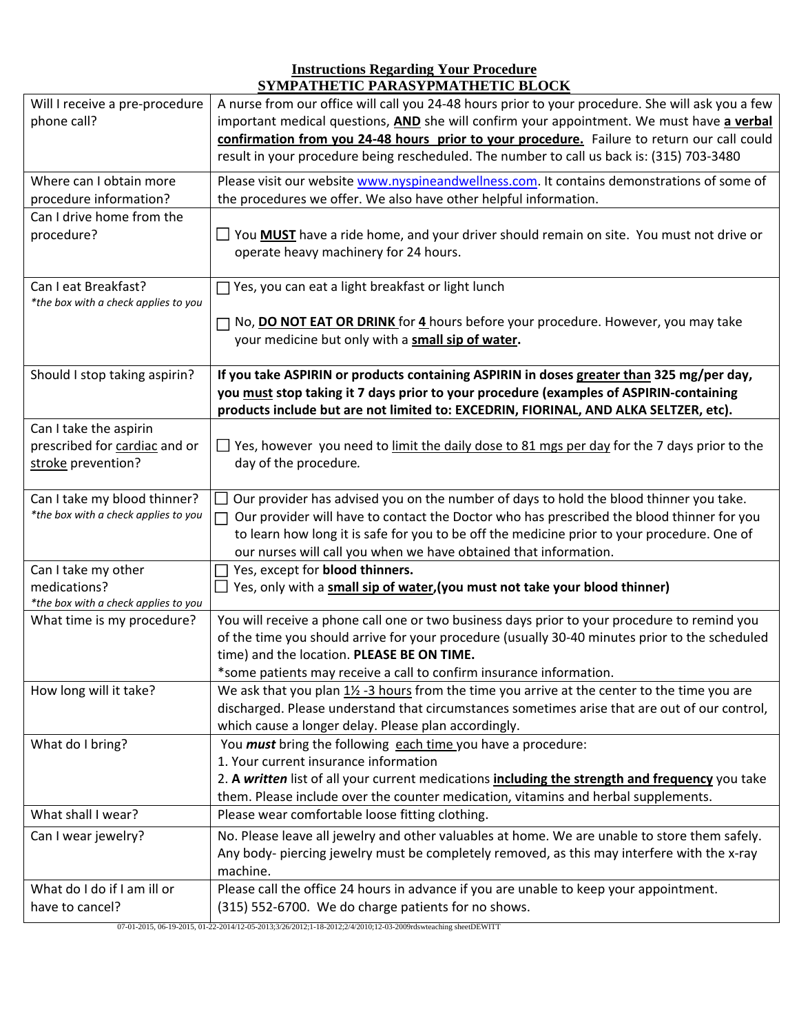## Instructions Regarding Your Procedure
## SYMPATHETIC PARASYPMATHETIC BLOCK

| | |
|---|---|
| Will I receive a pre-procedure phone call? | A nurse from our office will call you 24-48 hours prior to your procedure. She will ask you a few important medical questions, **AND** she will confirm your appointment. We must have **a verbal confirmation from you 24-48 hours prior to your procedure.** Failure to return our call could result in your procedure being rescheduled. The number to call us back is: (315) 703-3480 |
| Where can I obtain more procedure information? | Please visit our website www.nyspineandwellness.com. It contains demonstrations of some of the procedures we offer. We also have other helpful information. |
| Can I drive home from the procedure? | ☐ You **MUST** have a ride home, and your driver should remain on site. You must not drive or operate heavy machinery for 24 hours. |
| Can I eat Breakfast? *\*the box with a check applies to you* | ☐ Yes, you can eat a light breakfast or light lunch<br><br>☐ No, **DO NOT EAT OR DRINK** for **4** hours before your procedure. However, you may take your medicine but only with a **small sip of water.** |
| Should I stop taking aspirin? | **If you take ASPIRIN or products containing ASPIRIN in doses greater than 325 mg/per day, you must stop taking it 7 days prior to your procedure (examples of ASPIRIN-containing products include but are not limited to: EXCEDRIN, FIORINAL, AND ALKA SELTZER, etc).** |
| Can I take the aspirin prescribed for cardiac and or stroke prevention? | ☐ Yes, however you need to limit the daily dose to 81 mgs per day for the 7 days prior to the day of the procedure. |
| Can I take my blood thinner? *\*the box with a check applies to you* | ☐ Our provider has advised you on the number of days to hold the blood thinner you take.<br>☐ Our provider will have to contact the Doctor who has prescribed the blood thinner for you to learn how long it is safe for you to be off the medicine prior to your procedure. One of our nurses will call you when we have obtained that information. |
| Can I take my other medications? *\*the box with a check applies to you* | ☐ Yes, except for **blood thinners.**<br>☐ Yes, only with a **small sip of water,(you must not take your blood thinner)** |
| What time is my procedure? | You will receive a phone call one or two business days prior to your procedure to remind you of the time you should arrive for your procedure (usually 30-40 minutes prior to the scheduled time) and the location. **PLEASE BE ON TIME.**<br>*some patients may receive a call to confirm insurance information. |
| How long will it take? | We ask that you plan 1½ -3 hours from the time you arrive at the center to the time you are discharged. Please understand that circumstances sometimes arise that are out of our control, which cause a longer delay. Please plan accordingly. |
| What do I bring? | You ***must*** bring the following each time you have a procedure:<br>1. Your current insurance information<br>2. **A *written*** list of all your current medications **including the strength and frequency** you take them. Please include over the counter medication, vitamins and herbal supplements. |
| What shall I wear? | Please wear comfortable loose fitting clothing. |
| Can I wear jewelry? | No. Please leave all jewelry and other valuables at home. We are unable to store them safely. Any body- piercing jewelry must be completely removed, as this may interfere with the x-ray machine. |
| What do I do if I am ill or have to cancel? | Please call the office 24 hours in advance if you are unable to keep your appointment. (315) 552-6700. We do charge patients for no shows. |

07-01-2015, 06-19-2015, 01-22-2014/12-05-2013;3/26/2012;1-18-2012;2/4/2010;12-03-2009rdswteaching sheetDEWITT